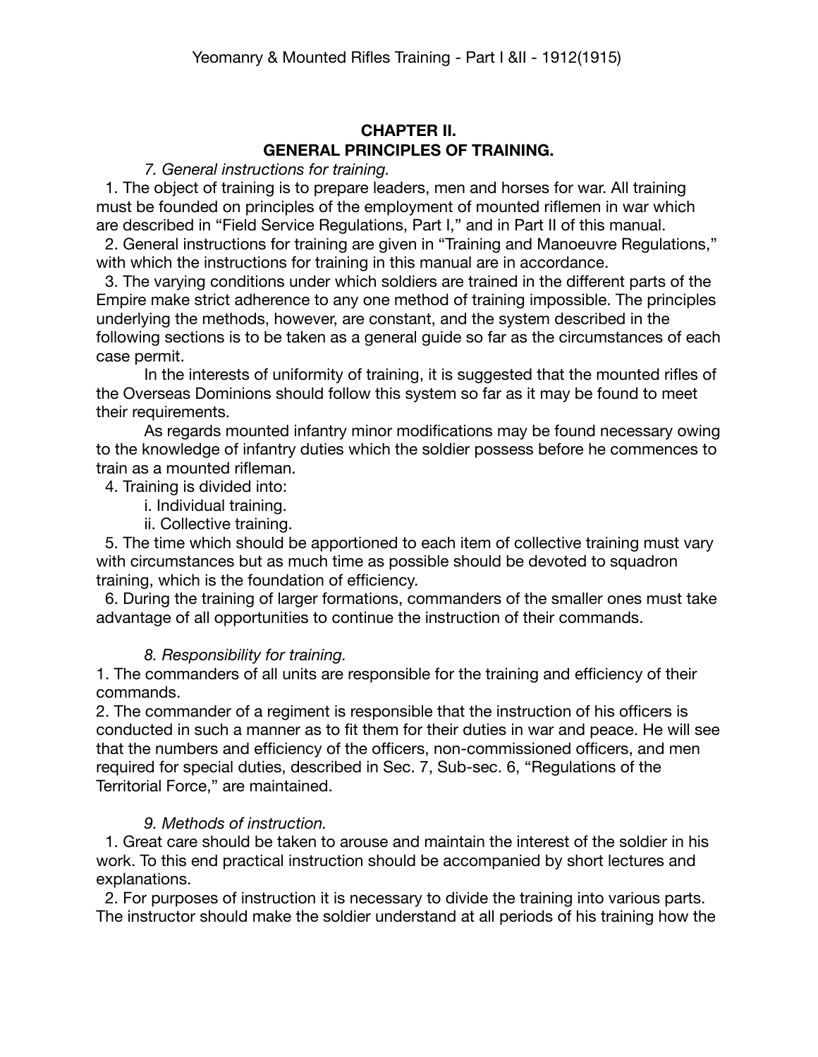## CHAPTER II.
## GENERAL PRINCIPLES OF TRAINING.

*7. General instructions for training.*

1. The object of training is to prepare leaders, men and horses for war. All training must be founded on principles of the employment of mounted riflemen in war which are described in "Field Service Regulations, Part I," and in Part II of this manual.

2. General instructions for training are given in "Training and Manoeuvre Regulations," with which the instructions for training in this manual are in accordance.

3. The varying conditions under which soldiers are trained in the different parts of the Empire make strict adherence to any one method of training impossible. The principles underlying the methods, however, are constant, and the system described in the following sections is to be taken as a general guide so far as the circumstances of each case permit.

In the interests of uniformity of training, it is suggested that the mounted rifles of the Overseas Dominions should follow this system so far as it may be found to meet their requirements.

As regards mounted infantry minor modifications may be found necessary owing to the knowledge of infantry duties which the soldier possess before he commences to train as a mounted rifleman.

4. Training is divided into:

i. Individual training.

ii. Collective training.

5. The time which should be apportioned to each item of collective training must vary with circumstances but as much time as possible should be devoted to squadron training, which is the foundation of efficiency.

6. During the training of larger formations, commanders of the smaller ones must take advantage of all opportunities to continue the instruction of their commands.

*8. Responsibility for training.*

1. The commanders of all units are responsible for the training and efficiency of their commands.

2. The commander of a regiment is responsible that the instruction of his officers is conducted in such a manner as to fit them for their duties in war and peace. He will see that the numbers and efficiency of the officers, non-commissioned officers, and men required for special duties, described in Sec. 7, Sub-sec. 6, "Regulations of the Territorial Force," are maintained.

*9. Methods of instruction.*

1. Great care should be taken to arouse and maintain the interest of the soldier in his work. To this end practical instruction should be accompanied by short lectures and explanations.

2. For purposes of instruction it is necessary to divide the training into various parts. The instructor should make the soldier understand at all periods of his training how the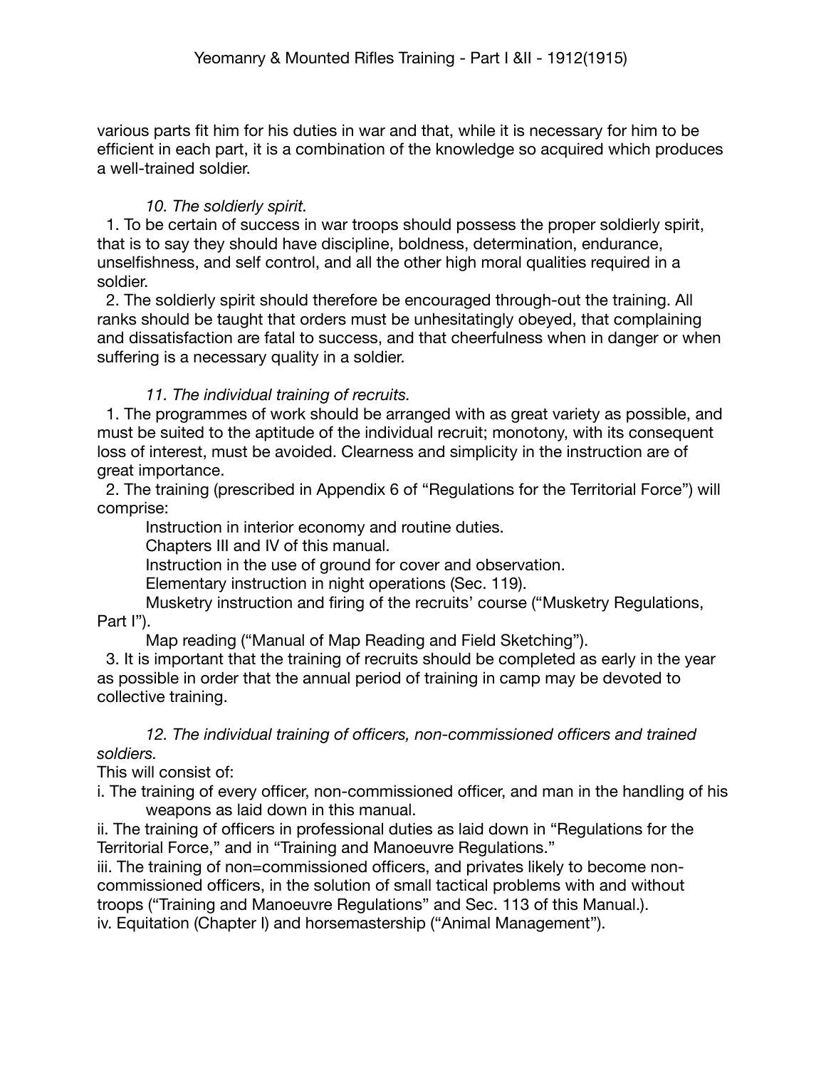various parts fit him for his duties in war and that, while it is necessary for him to be efficient in each part, it is a combination of the knowledge so acquired which produces a well-trained soldier.

*10. The soldierly spirit.*

1. To be certain of success in war troops should possess the proper soldierly spirit, that is to say they should have discipline, boldness, determination, endurance, unselfishness, and self control, and all the other high moral qualities required in a soldier.
2. The soldierly spirit should therefore be encouraged through-out the training. All ranks should be taught that orders must be unhesitatingly obeyed, that complaining and dissatisfaction are fatal to success, and that cheerfulness when in danger or when suffering is a necessary quality in a soldier.

*11. The individual training of recruits.*

1. The programmes of work should be arranged with as great variety as possible, and must be suited to the aptitude of the individual recruit; monotony, with its consequent loss of interest, must be avoided. Clearness and simplicity in the instruction are of great importance.
2. The training (prescribed in Appendix 6 of "Regulations for the Territorial Force") will comprise:

    Instruction in interior economy and routine duties.
    Chapters III and IV of this manual.
    Instruction in the use of ground for cover and observation.
    Elementary instruction in night operations (Sec. 119).
    Musketry instruction and firing of the recruits' course ("Musketry Regulations, Part I").
    Map reading ("Manual of Map Reading and Field Sketching").

3. It is important that the training of recruits should be completed as early in the year as possible in order that the annual period of training in camp may be devoted to collective training.

*12. The individual training of officers, non-commissioned officers and trained soldiers.*

This will consist of:

i. The training of every officer, non-commissioned officer, and man in the handling of his weapons as laid down in this manual.
ii. The training of officers in professional duties as laid down in "Regulations for the Territorial Force," and in "Training and Manoeuvre Regulations."
iii. The training of non=commissioned officers, and privates likely to become non-commissioned officers, in the solution of small tactical problems with and without troops ("Training and Manoeuvre Regulations" and Sec. 113 of this Manual.).
iv. Equitation (Chapter I) and horsemastership ("Animal Management").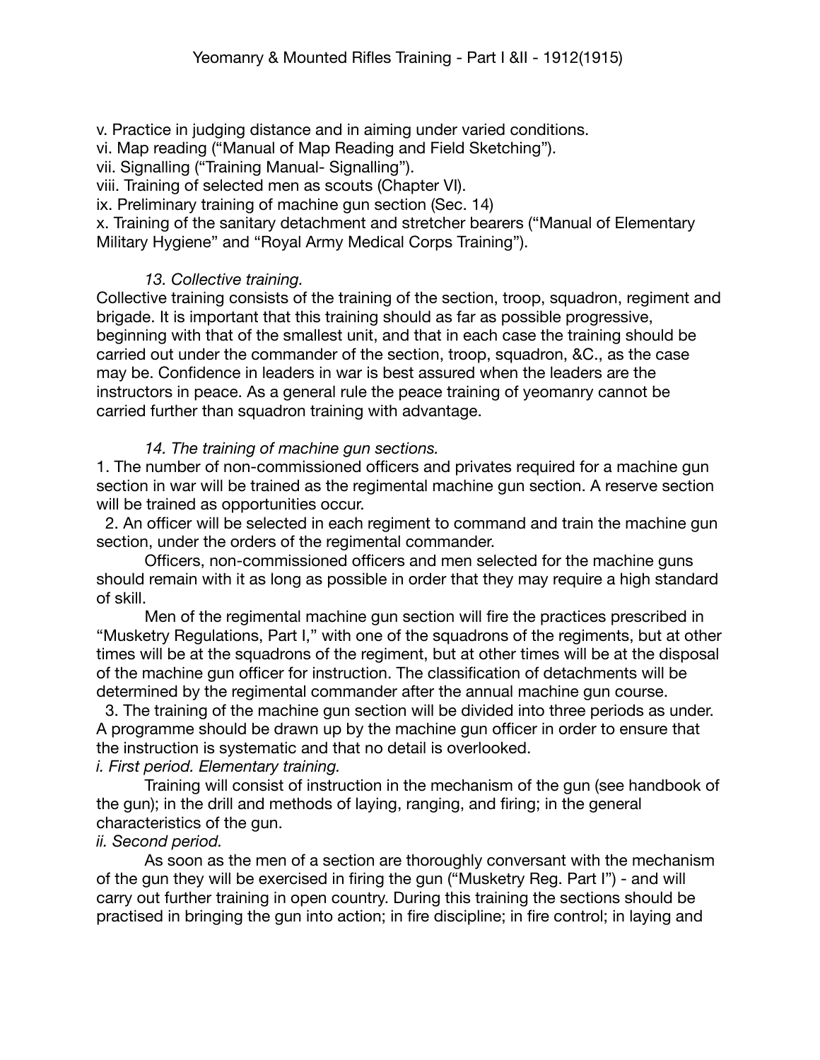v. Practice in judging distance and in aiming under varied conditions.
vi. Map reading ("Manual of Map Reading and Field Sketching").
vii. Signalling ("Training Manual- Signalling").
viii. Training of selected men as scouts (Chapter VI).
ix. Preliminary training of machine gun section (Sec. 14)
x. Training of the sanitary detachment and stretcher bearers ("Manual of Elementary Military Hygiene" and "Royal Army Medical Corps Training").

*13. Collective training.*

Collective training consists of the training of the section, troop, squadron, regiment and brigade. It is important that this training should as far as possible progressive, beginning with that of the smallest unit, and that in each case the training should be carried out under the commander of the section, troop, squadron, &C., as the case may be. Confidence in leaders in war is best assured when the leaders are the instructors in peace. As a general rule the peace training of yeomanry cannot be carried further than squadron training with advantage.

*14. The training of machine gun sections.*

1. The number of non-commissioned officers and privates required for a machine gun section in war will be trained as the regimental machine gun section. A reserve section will be trained as opportunities occur.

2. An officer will be selected in each regiment to command and train the machine gun section, under the orders of the regimental commander.

Officers, non-commissioned officers and men selected for the machine guns should remain with it as long as possible in order that they may require a high standard of skill.

Men of the regimental machine gun section will fire the practices prescribed in "Musketry Regulations, Part I," with one of the squadrons of the regiments, but at other times will be at the squadrons of the regiment, but at other times will be at the disposal of the machine gun officer for instruction. The classification of detachments will be determined by the regimental commander after the annual machine gun course.

3. The training of the machine gun section will be divided into three periods as under. A programme should be drawn up by the machine gun officer in order to ensure that the instruction is systematic and that no detail is overlooked.

*i. First period. Elementary training.*

Training will consist of instruction in the mechanism of the gun (see handbook of the gun); in the drill and methods of laying, ranging, and firing; in the general characteristics of the gun.

*ii. Second period.*

As soon as the men of a section are thoroughly conversant with the mechanism of the gun they will be exercised in firing the gun ("Musketry Reg. Part I") - and will carry out further training in open country. During this training the sections should be practised in bringing the gun into action; in fire discipline; in fire control; in laying and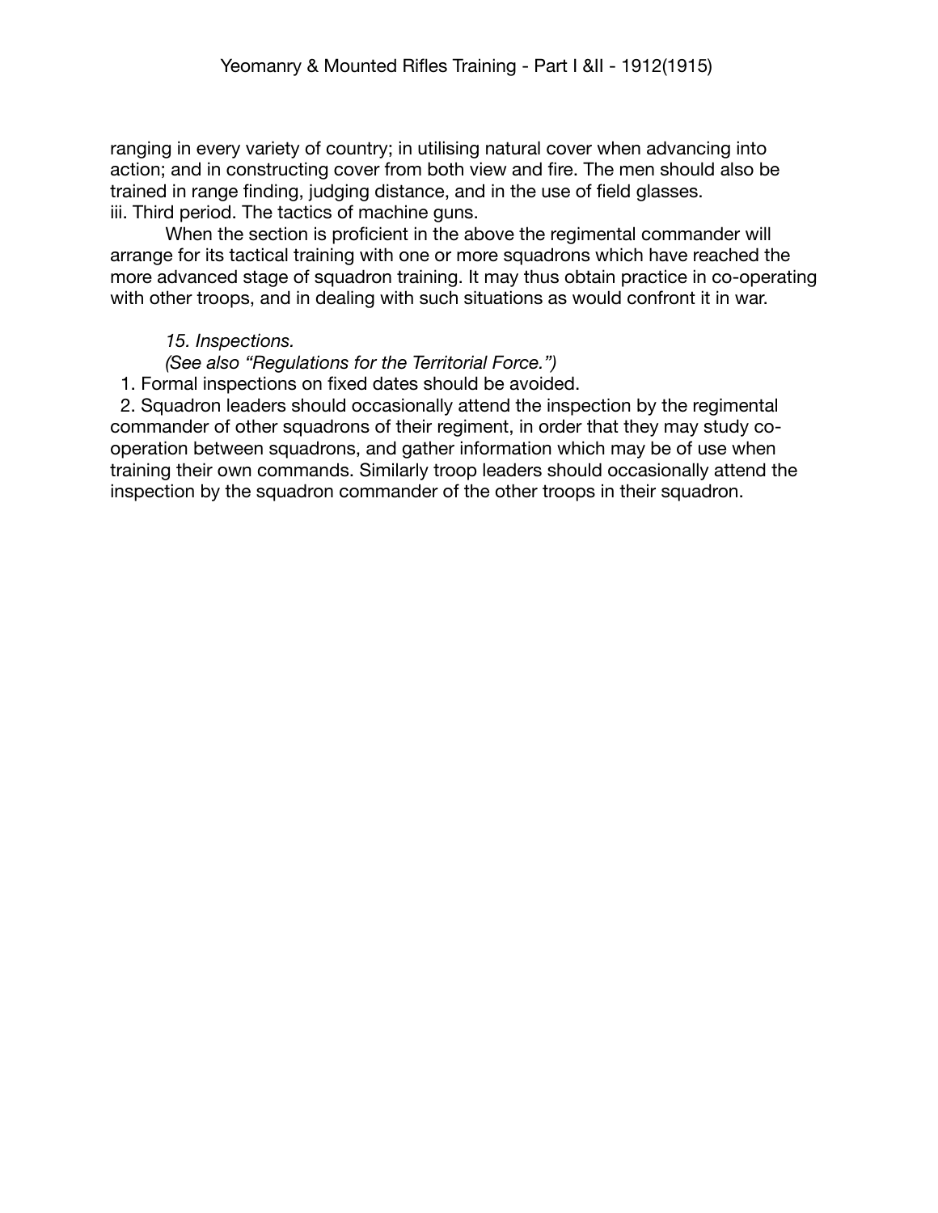ranging in every variety of country; in utilising natural cover when advancing into action; and in constructing cover from both view and fire. The men should also be trained in range finding, judging distance, and in the use of field glasses.

iii. Third period. The tactics of machine guns.

When the section is proficient in the above the regimental commander will arrange for its tactical training with one or more squadrons which have reached the more advanced stage of squadron training. It may thus obtain practice in co-operating with other troops, and in dealing with such situations as would confront it in war.

*15. Inspections.*

*(See also "Regulations for the Territorial Force.")*

1. Formal inspections on fixed dates should be avoided.
2. Squadron leaders should occasionally attend the inspection by the regimental commander of other squadrons of their regiment, in order that they may study co-operation between squadrons, and gather information which may be of use when training their own commands. Similarly troop leaders should occasionally attend the inspection by the squadron commander of the other troops in their squadron.